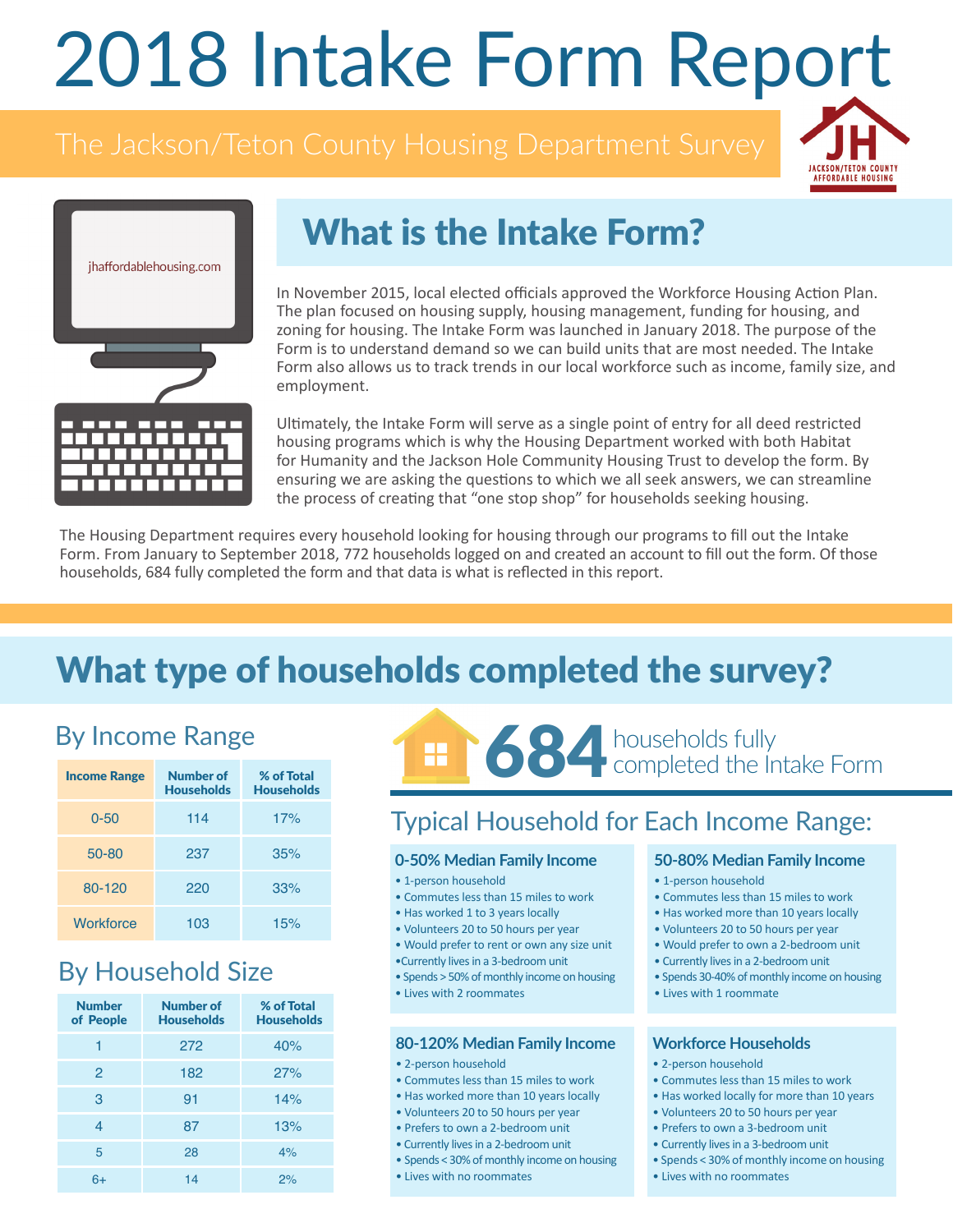# 2018 Intake Form Report

## The Jackson/Teton County Housing Department Survey

JH
JACKSON/TETON COUNTY AFFORDABLE HOUSING

jhaffordablehousing.com

## What is the Intake Form?

In November 2015, local elected officials approved the Workforce Housing Action Plan. The plan focused on housing supply, housing management, funding for housing, and zoning for housing. The Intake Form was launched in January 2018. The purpose of the Form is to understand demand so we can build units that are most needed. The Intake Form also allows us to track trends in our local workforce such as income, family size, and employment.

Ultimately, the Intake Form will serve as a single point of entry for all deed restricted housing programs which is why the Housing Department worked with both Habitat for Humanity and the Jackson Hole Community Housing Trust to develop the form. By ensuring we are asking the questions to which we all seek answers, we can streamline the process of creating that "one stop shop" for households seeking housing.

The Housing Department requires every household looking for housing through our programs to fill out the Intake Form. From January to September 2018, 772 households logged on and created an account to fill out the form. Of those households, 684 fully completed the form and that data is what is reflected in this report.

## What type of households completed the survey?

### By Income Range

| Income Range | Number of Households | % of Total Households |
|---|---|---|
| 0-50 | 114 | 17% |
| 50-80 | 237 | 35% |
| 80-120 | 220 | 33% |
| Workforce | 103 | 15% |

### By Household Size

| Number of People | Number of Households | % of Total Households |
|---|---|---|
| 1 | 272 | 40% |
| 2 | 182 | 27% |
| 3 | 91 | 14% |
| 4 | 87 | 13% |
| 5 | 28 | 4% |
| 6+ | 14 | 2% |

**684** households fully completed the Intake Form

### Typical Household for Each Income Range:

#### 0-50% Median Family Income

- 1-person household
- Commutes less than 15 miles to work
- Has worked 1 to 3 years locally
- Volunteers 20 to 50 hours per year
- Would prefer to rent or own any size unit
- Currently lives in a 3-bedroom unit
- Spends > 50% of monthly income on housing
- Lives with 2 roommates

#### 50-80% Median Family Income

- 1-person household
- Commutes less than 15 miles to work
- Has worked more than 10 years locally
- Volunteers 20 to 50 hours per year
- Would prefer to own a 2-bedroom unit
- Currently lives in a 2-bedroom unit
- Spends 30-40% of monthly income on housing
- Lives with 1 roommate

#### 80-120% Median Family Income

- 2-person household
- Commutes less than 15 miles to work
- Has worked more than 10 years locally
- Volunteers 20 to 50 hours per year
- Prefers to own a 2-bedroom unit
- Currently lives in a 2-bedroom unit
- Spends < 30% of monthly income on housing
- Lives with no roommates

#### Workforce Households

- 2-person household
- Commutes less than 15 miles to work
- Has worked locally for more than 10 years
- Volunteers 20 to 50 hours per year
- Prefers to own a 3-bedroom unit
- Currently lives in a 3-bedroom unit
- Spends < 30% of monthly income on housing
- Lives with no roommates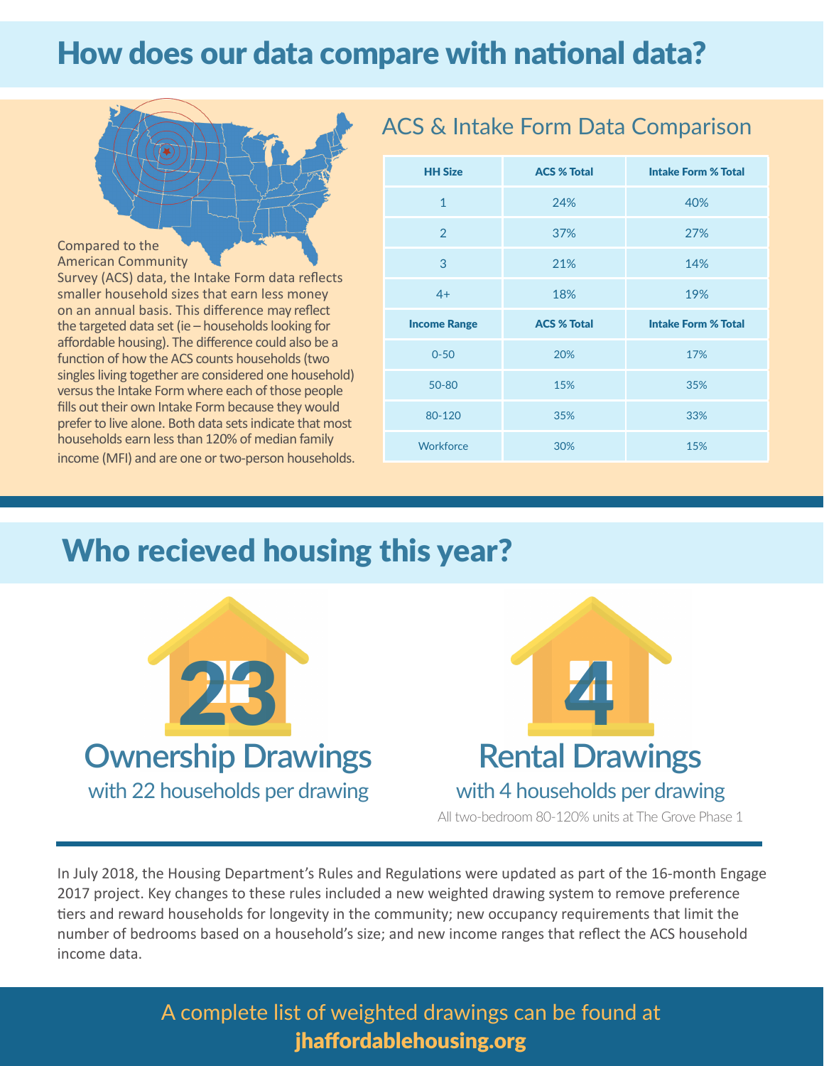# How does our data compare with national data?

Compared to the American Community Survey (ACS) data, the Intake Form data reflects smaller household sizes that earn less money on an annual basis. This difference may reflect the targeted data set (ie – households looking for affordable housing). The difference could also be a function of how the ACS counts households (two singles living together are considered one household) versus the Intake Form where each of those people fills out their own Intake Form because they would prefer to live alone. Both data sets indicate that most households earn less than 120% of median family income (MFI) and are one or two-person households.

## ACS & Intake Form Data Comparison

| HH Size | ACS % Total | Intake Form % Total |
|---|---|---|
| 1 | 24% | 40% |
| 2 | 37% | 27% |
| 3 | 21% | 14% |
| 4+ | 18% | 19% |
| **Income Range** | **ACS % Total** | **Intake Form % Total** |
| 0-50 | 20% | 17% |
| 50-80 | 15% | 35% |
| 80-120 | 35% | 33% |
| Workforce | 30% | 15% |

# Who recieved housing this year?

**23**

## Ownership Drawings

with 22 households per drawing

**4**

## Rental Drawings

with 4 households per drawing

All two-bedroom 80-120% units at The Grove Phase 1

In July 2018, the Housing Department's Rules and Regulations were updated as part of the 16-month Engage 2017 project. Key changes to these rules included a new weighted drawing system to remove preference tiers and reward households for longevity in the community; new occupancy requirements that limit the number of bedrooms based on a household's size; and new income ranges that reflect the ACS household income data.

A complete list of weighted drawings can be found at **jhaffordablehousing.org**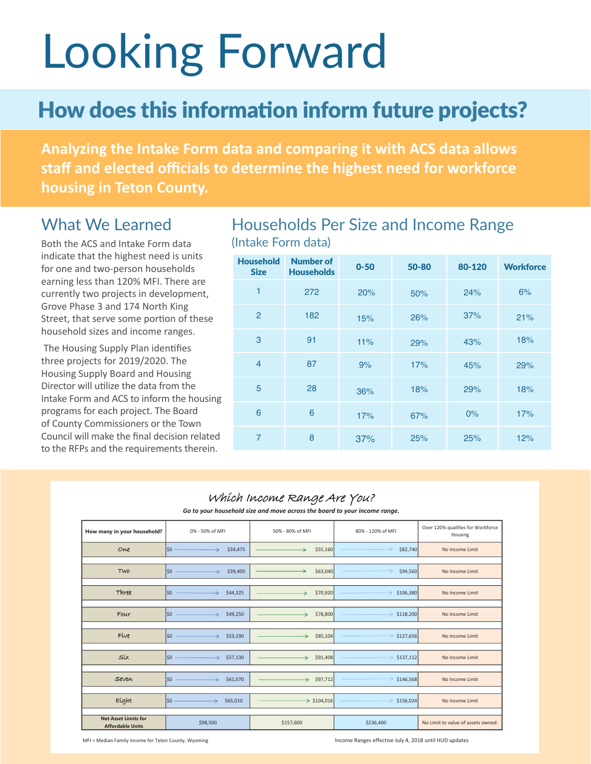# Looking Forward

## How does this information inform future projects?

**Analyzing the Intake Form data and comparing it with ACS data allows staff and elected officials to determine the highest need for workforce housing in Teton County.**

### What We Learned

Both the ACS and Intake Form data indicate that the highest need is units for one and two-person households earning less than 120% MFI. There are currently two projects in development, Grove Phase 3 and 174 North King Street, that serve some portion of these household sizes and income ranges.

The Housing Supply Plan identifies three projects for 2019/2020. The Housing Supply Board and Housing Director will utilize the data from the Intake Form and ACS to inform the housing programs for each project. The Board of County Commissioners or the Town Council will make the final decision related to the RFPs and the requirements therein.

### Households Per Size and Income Range

(Intake Form data)

| Household Size | Number of Households | 0-50 | 50-80 | 80-120 | Workforce |
|---|---|---|---|---|---|
| 1 | 272 | 20% | 50% | 24% | 6% |
| 2 | 182 | 15% | 26% | 37% | 21% |
| 3 | 91 | 11% | 29% | 43% | 18% |
| 4 | 87 | 9% | 17% | 45% | 29% |
| 5 | 28 | 36% | 18% | 29% | 18% |
| 6 | 6 | 17% | 67% | 0% | 17% |
| 7 | 8 | 37% | 25% | 25% | 12% |

### Which Income Range Are You?

***Go to your household size and move across the board to your income range.***

| How many in your household? | 0% - 50% of MFI | 50% - 80% of MFI | 80% - 120% of MFI | Over 120% qualifies for Workforce Housing |
|---|---|---|---|---|
| One | $0 → $34,475 | → $55,160 | → $82,740 | No Income Limit |
| Two | $0 → $39,400 | → $63,040 | → $94,560 | No Income Limit |
| Three | $0 → $44,325 | → $70,920 | → $106,380 | No Income Limit |
| Four | $0 → $49,250 | → $78,800 | → $118,200 | No Income Limit |
| Five | $0 → $53,190 | → $85,104 | → $127,656 | No Income Limit |
| Six | $0 → $57,130 | → $91,408 | → $137,112 | No Income Limit |
| Seven | $0 → $61,070 | → $97,712 | → $146,568 | No Income Limit |
| Eight | $0 → $65,010 | → $104,016 | → $156,024 | No Income Limit |
| **Net Asset Limits for Affordable Units** | $98,500 | $157,600 | $236,400 | No Limit to value of assets owned. |

MFI = Median Family Income for Teton County, Wyoming

Income Ranges effective July 4, 2018 until HUD updates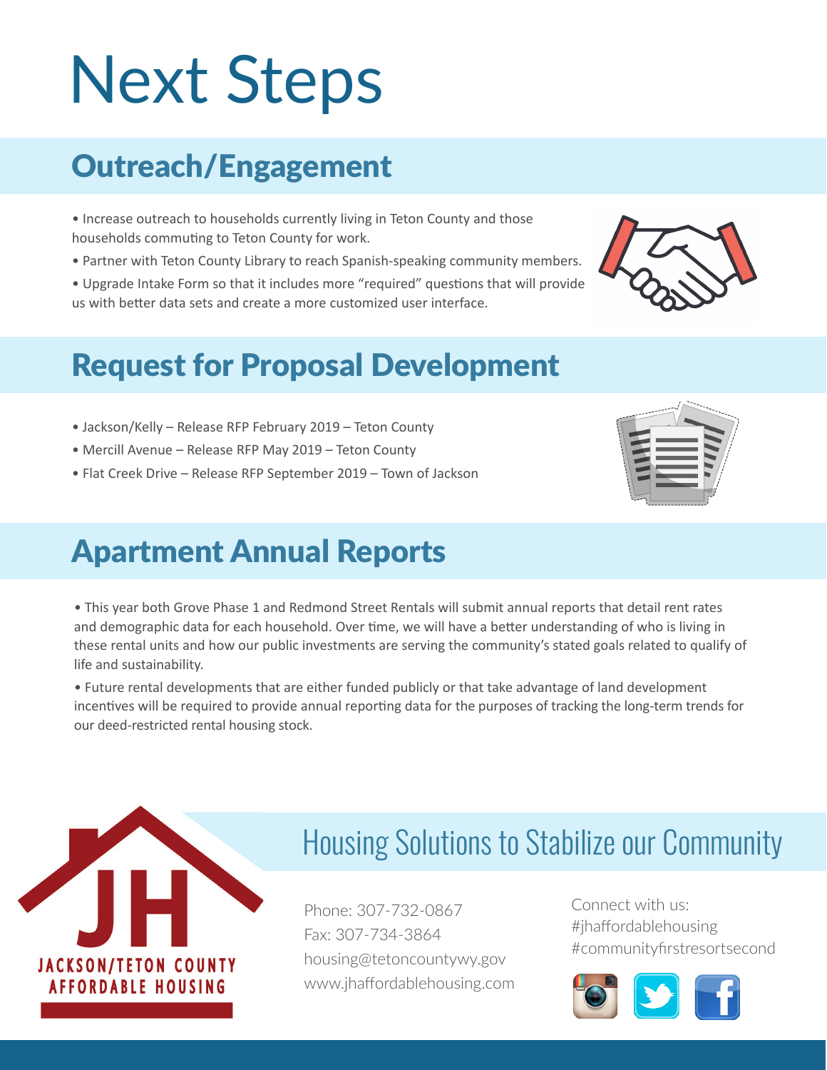# Next Steps

## Outreach/Engagement

- Increase outreach to households currently living in Teton County and those households commuting to Teton County for work.
- Partner with Teton County Library to reach Spanish-speaking community members.
- Upgrade Intake Form so that it includes more "required" questions that will provide us with better data sets and create a more customized user interface.

## Request for Proposal Development

- Jackson/Kelly – Release RFP February 2019 – Teton County
- Mercill Avenue – Release RFP May 2019 – Teton County
- Flat Creek Drive – Release RFP September 2019 – Town of Jackson

## Apartment Annual Reports

- This year both Grove Phase 1 and Redmond Street Rentals will submit annual reports that detail rent rates and demographic data for each household. Over time, we will have a better understanding of who is living in these rental units and how our public investments are serving the community's stated goals related to qualify of life and sustainability.
- Future rental developments that are either funded publicly or that take advantage of land development incentives will be required to provide annual reporting data for the purposes of tracking the long-term trends for our deed-restricted rental housing stock.

JH
JACKSON/TETON COUNTY AFFORDABLE HOUSING

## Housing Solutions to Stabilize our Community

Phone: 307-732-0867
Fax: 307-734-3864
housing@tetoncountywy.gov
www.jhaffordablehousing.com

Connect with us:
#jhaffordablehousing
#communityfirstresortsecond